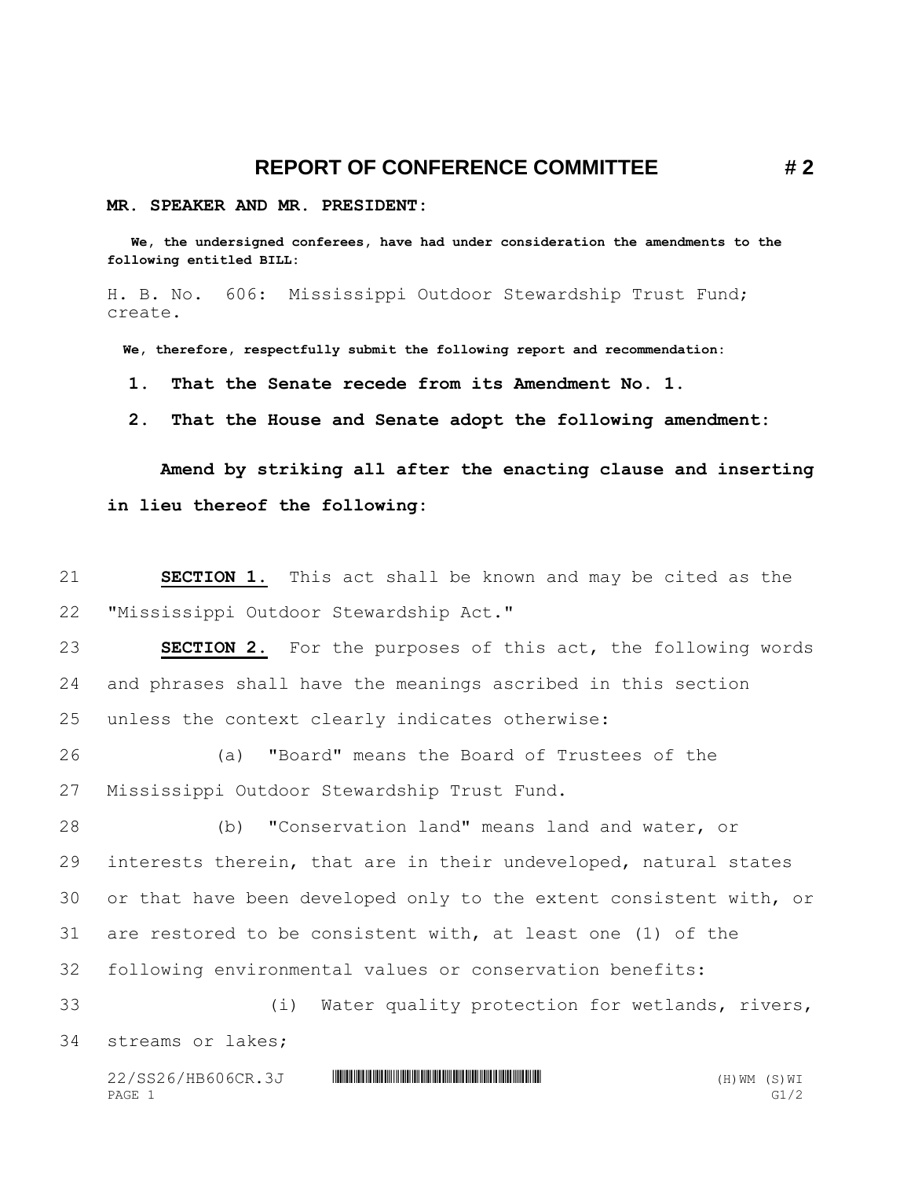# REPORT OF CONFERENCE COMMITTEE # 2

**MR. SPEAKER AND MR. PRESIDENT:**

**We, the undersigned conferees, have had under consideration the amendments to the following entitled BILL:**

H. B. No. 606: Mississippi Outdoor Stewardship Trust Fund; create.

**We, therefore, respectfully submit the following report and recommendation:**

**1. That the Senate recede from its Amendment No. 1.**

**2. That the House and Senate adopt the following amendment:**

**Amend by striking all after the enacting clause and inserting in lieu thereof the following:**

21 **SECTION 1.** This act shall be known and may be cited as the
22 "Mississippi Outdoor Stewardship Act."

23 **SECTION 2.** For the purposes of this act, the following words
24 and phrases shall have the meanings ascribed in this section
25 unless the context clearly indicates otherwise:

26 (a) "Board" means the Board of Trustees of the
27 Mississippi Outdoor Stewardship Trust Fund.

28 (b) "Conservation land" means land and water, or
29 interests therein, that are in their undeveloped, natural states
30 or that have been developed only to the extent consistent with, or
31 are restored to be consistent with, at least one (1) of the
32 following environmental values or conservation benefits:

33 (i) Water quality protection for wetlands, rivers,
34 streams or lakes;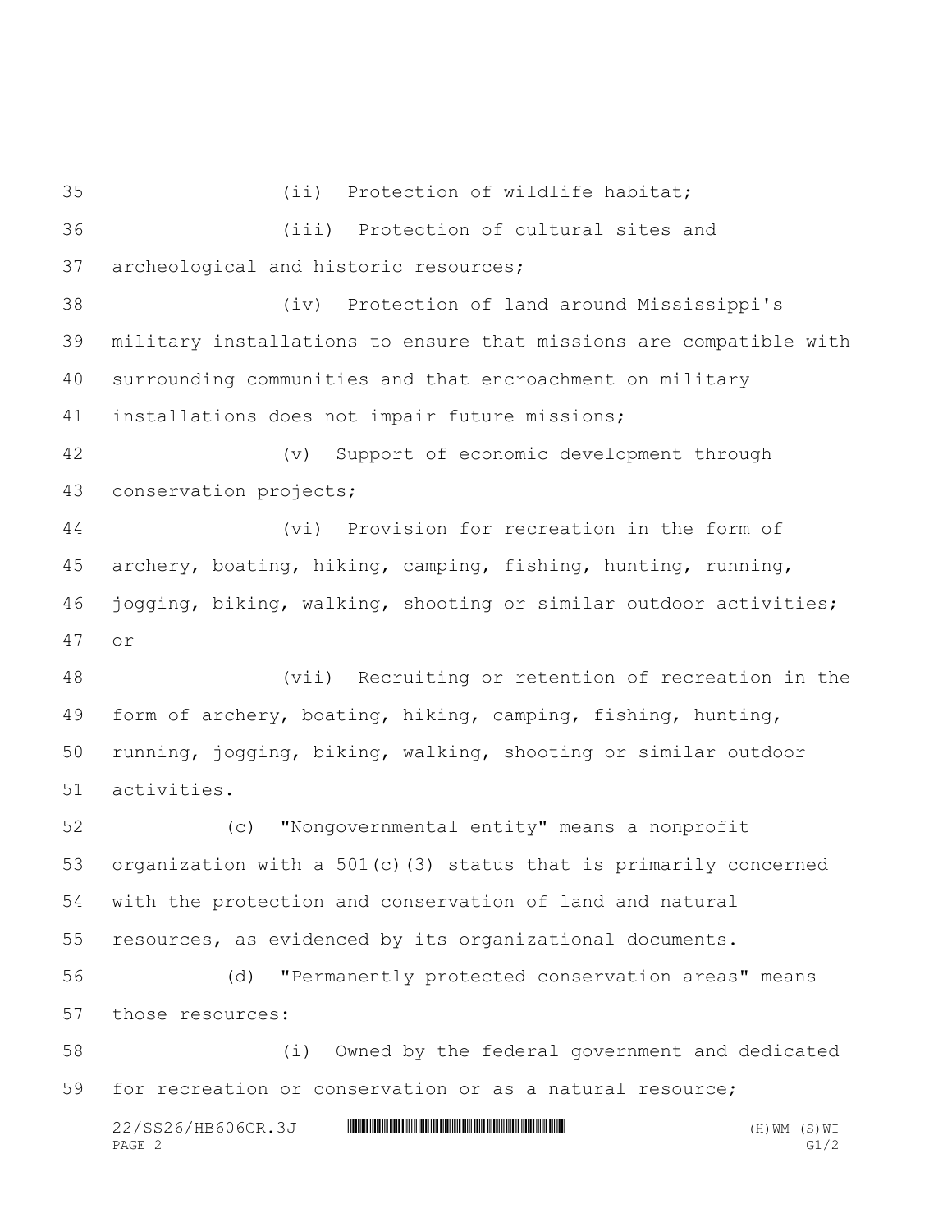(ii) Protection of wildlife habitat;

(iii) Protection of cultural sites and archeological and historic resources;

(iv) Protection of land around Mississippi's military installations to ensure that missions are compatible with surrounding communities and that encroachment on military installations does not impair future missions;

(v) Support of economic development through conservation projects;

(vi) Provision for recreation in the form of archery, boating, hiking, camping, fishing, hunting, running, jogging, biking, walking, shooting or similar outdoor activities; or

(vii) Recruiting or retention of recreation in the form of archery, boating, hiking, camping, fishing, hunting, running, jogging, biking, walking, shooting or similar outdoor activities.

(c) "Nongovernmental entity" means a nonprofit organization with a 501(c)(3) status that is primarily concerned with the protection and conservation of land and natural resources, as evidenced by its organizational documents.

(d) "Permanently protected conservation areas" means those resources:

(i) Owned by the federal government and dedicated for recreation or conservation or as a natural resource;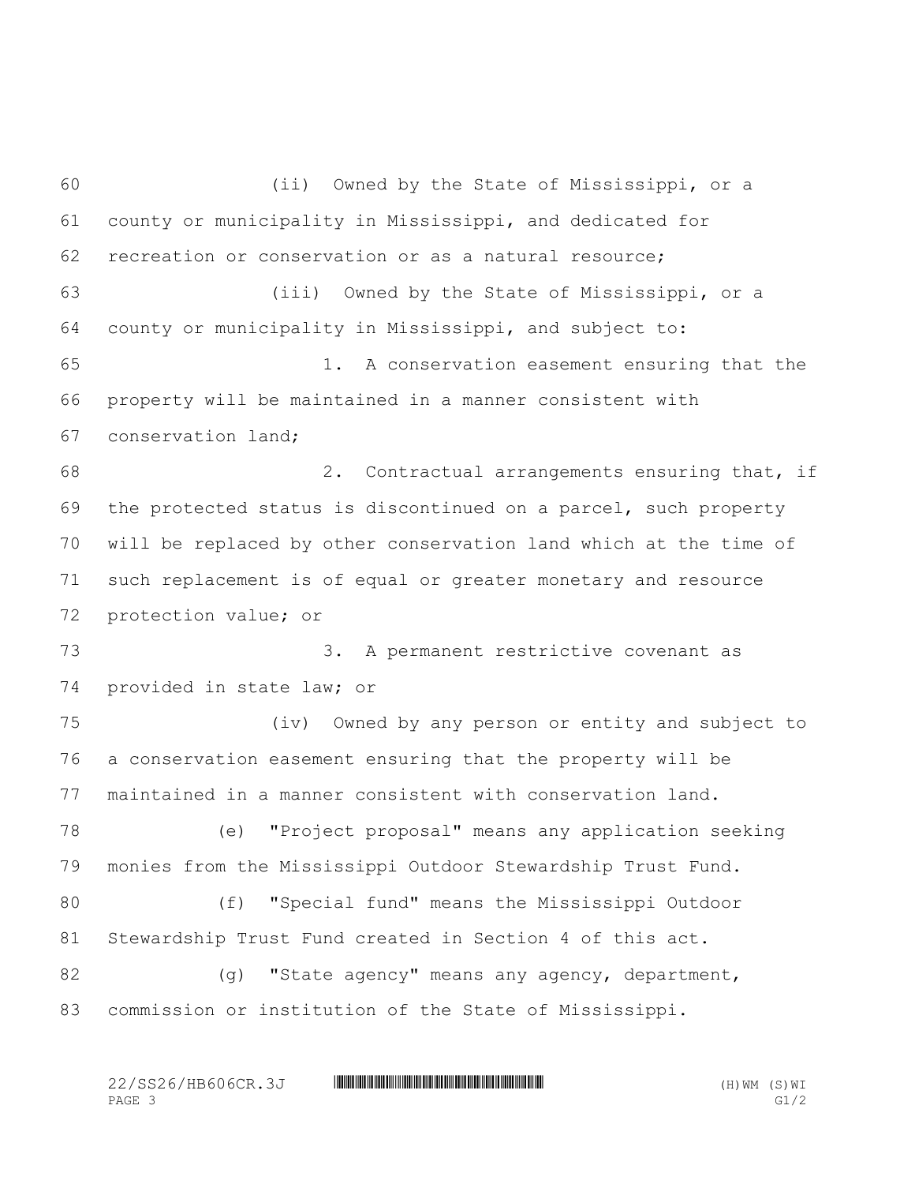(ii) Owned by the State of Mississippi, or a county or municipality in Mississippi, and dedicated for recreation or conservation or as a natural resource;

(iii) Owned by the State of Mississippi, or a county or municipality in Mississippi, and subject to:

1. A conservation easement ensuring that the property will be maintained in a manner consistent with conservation land;

2. Contractual arrangements ensuring that, if the protected status is discontinued on a parcel, such property will be replaced by other conservation land which at the time of such replacement is of equal or greater monetary and resource protection value; or

3. A permanent restrictive covenant as provided in state law; or

(iv) Owned by any person or entity and subject to a conservation easement ensuring that the property will be maintained in a manner consistent with conservation land.

(e) "Project proposal" means any application seeking monies from the Mississippi Outdoor Stewardship Trust Fund.

(f) "Special fund" means the Mississippi Outdoor Stewardship Trust Fund created in Section 4 of this act.

(g) "State agency" means any agency, department, commission or institution of the State of Mississippi.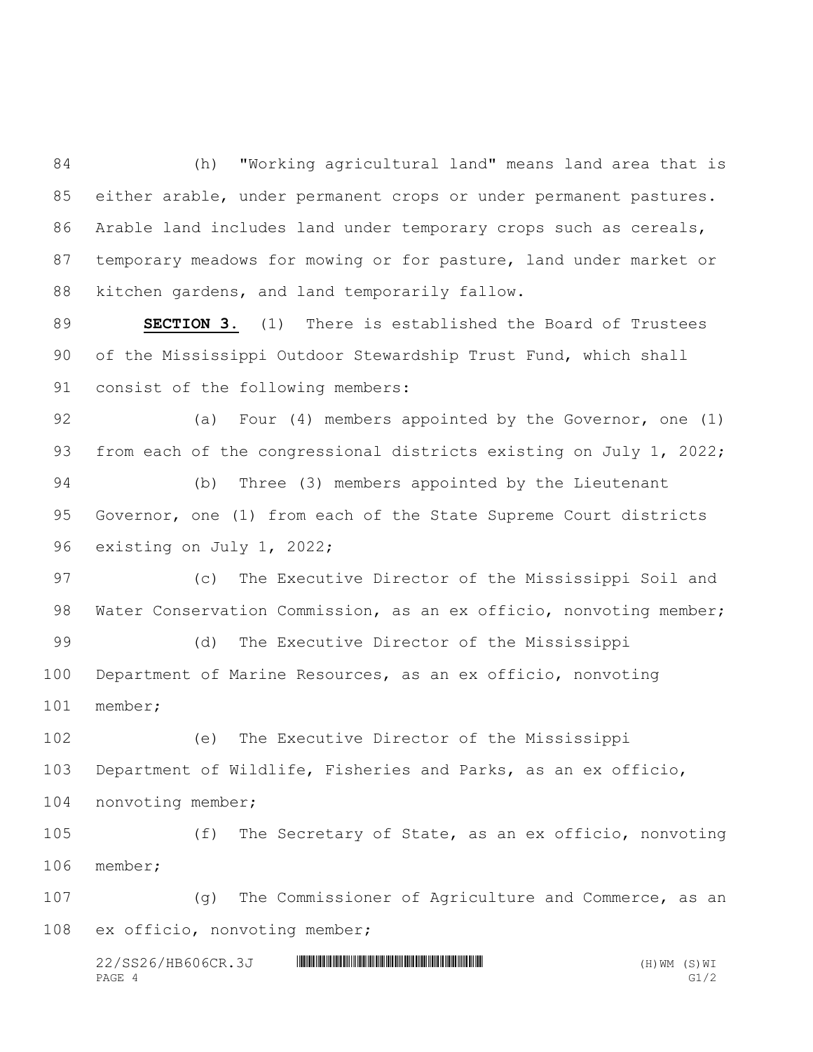(h) "Working agricultural land" means land area that is either arable, under permanent crops or under permanent pastures. Arable land includes land under temporary crops such as cereals, temporary meadows for mowing or for pasture, land under market or kitchen gardens, and land temporarily fallow.

**SECTION 3.** (1) There is established the Board of Trustees of the Mississippi Outdoor Stewardship Trust Fund, which shall consist of the following members:

(a) Four (4) members appointed by the Governor, one (1) from each of the congressional districts existing on July 1, 2022;

(b) Three (3) members appointed by the Lieutenant Governor, one (1) from each of the State Supreme Court districts existing on July 1, 2022;

(c) The Executive Director of the Mississippi Soil and Water Conservation Commission, as an ex officio, nonvoting member;

(d) The Executive Director of the Mississippi Department of Marine Resources, as an ex officio, nonvoting member;

(e) The Executive Director of the Mississippi Department of Wildlife, Fisheries and Parks, as an ex officio, nonvoting member;

(f) The Secretary of State, as an ex officio, nonvoting member;

(g) The Commissioner of Agriculture and Commerce, as an ex officio, nonvoting member;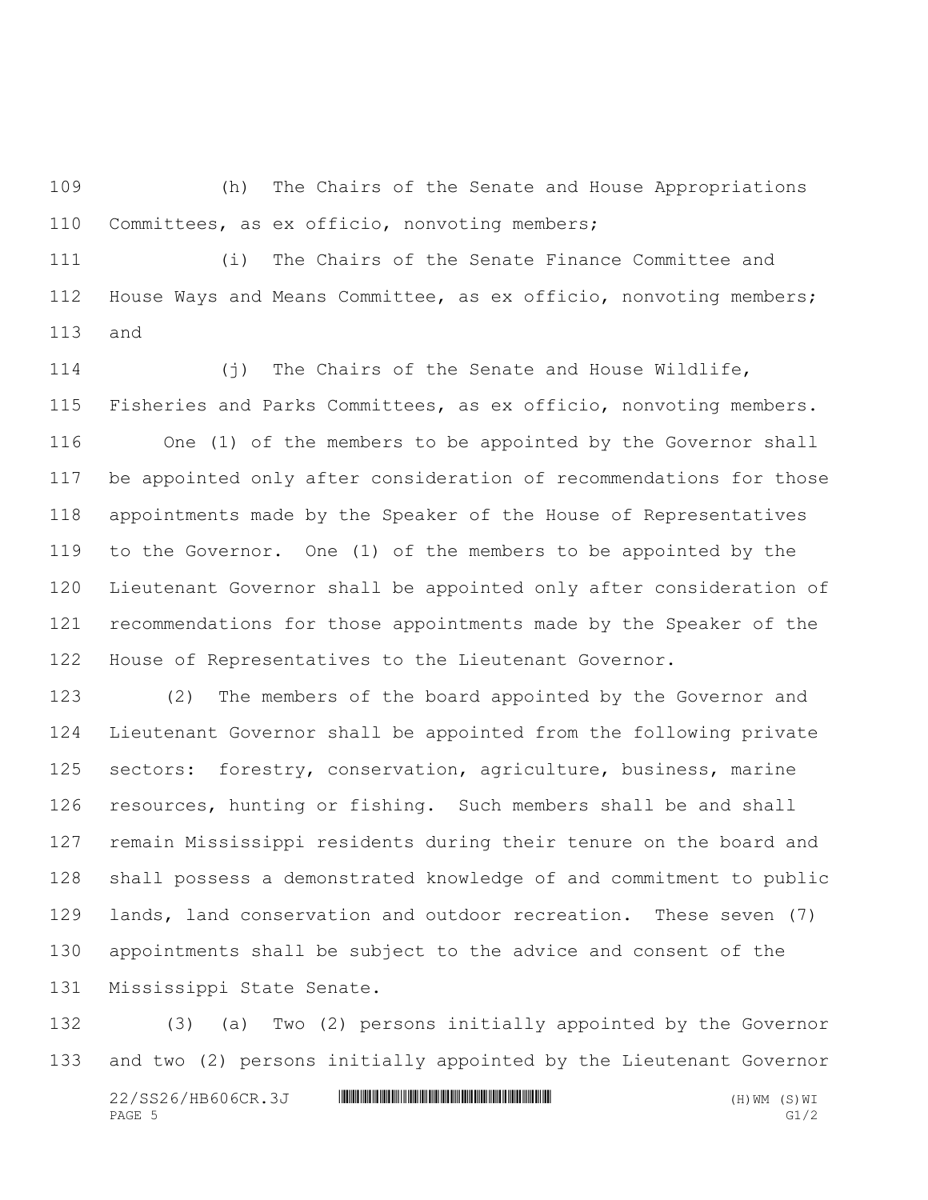(h) The Chairs of the Senate and House Appropriations Committees, as ex officio, nonvoting members;

(i) The Chairs of the Senate Finance Committee and House Ways and Means Committee, as ex officio, nonvoting members; and

(j) The Chairs of the Senate and House Wildlife, Fisheries and Parks Committees, as ex officio, nonvoting members.

One (1) of the members to be appointed by the Governor shall be appointed only after consideration of recommendations for those appointments made by the Speaker of the House of Representatives to the Governor. One (1) of the members to be appointed by the Lieutenant Governor shall be appointed only after consideration of recommendations for those appointments made by the Speaker of the House of Representatives to the Lieutenant Governor.

(2) The members of the board appointed by the Governor and Lieutenant Governor shall be appointed from the following private sectors: forestry, conservation, agriculture, business, marine resources, hunting or fishing. Such members shall be and shall remain Mississippi residents during their tenure on the board and shall possess a demonstrated knowledge of and commitment to public lands, land conservation and outdoor recreation. These seven (7) appointments shall be subject to the advice and consent of the Mississippi State Senate.

(3) (a) Two (2) persons initially appointed by the Governor and two (2) persons initially appointed by the Lieutenant Governor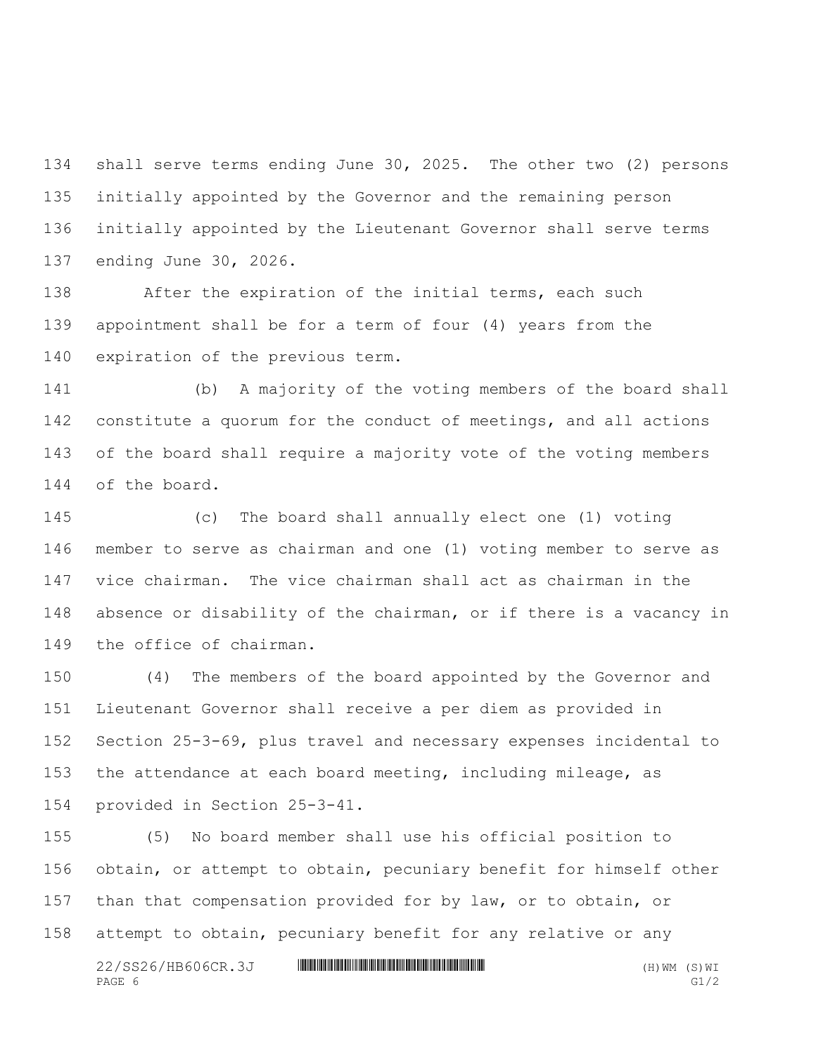shall serve terms ending June 30, 2025. The other two (2) persons initially appointed by the Governor and the remaining person initially appointed by the Lieutenant Governor shall serve terms ending June 30, 2026.

After the expiration of the initial terms, each such appointment shall be for a term of four (4) years from the expiration of the previous term.

(b) A majority of the voting members of the board shall constitute a quorum for the conduct of meetings, and all actions of the board shall require a majority vote of the voting members of the board.

(c) The board shall annually elect one (1) voting member to serve as chairman and one (1) voting member to serve as vice chairman. The vice chairman shall act as chairman in the absence or disability of the chairman, or if there is a vacancy in the office of chairman.

(4) The members of the board appointed by the Governor and Lieutenant Governor shall receive a per diem as provided in Section 25-3-69, plus travel and necessary expenses incidental to the attendance at each board meeting, including mileage, as provided in Section 25-3-41.

(5) No board member shall use his official position to obtain, or attempt to obtain, pecuniary benefit for himself other than that compensation provided for by law, or to obtain, or attempt to obtain, pecuniary benefit for any relative or any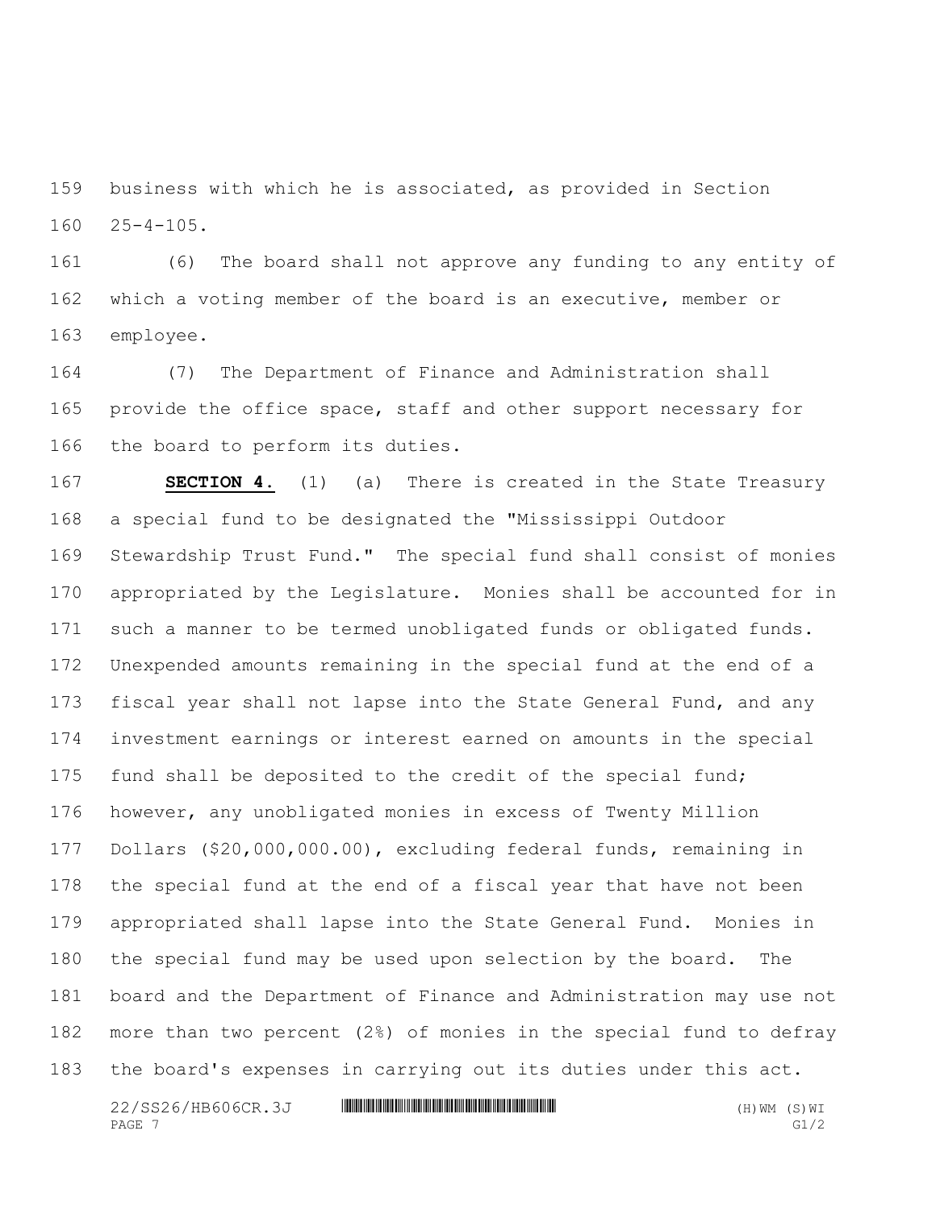business with which he is associated, as provided in Section 25-4-105.

(6) The board shall not approve any funding to any entity of which a voting member of the board is an executive, member or employee.

(7) The Department of Finance and Administration shall provide the office space, staff and other support necessary for the board to perform its duties.

**SECTION 4.** (1) (a) There is created in the State Treasury a special fund to be designated the "Mississippi Outdoor Stewardship Trust Fund." The special fund shall consist of monies appropriated by the Legislature. Monies shall be accounted for in such a manner to be termed unobligated funds or obligated funds. Unexpended amounts remaining in the special fund at the end of a fiscal year shall not lapse into the State General Fund, and any investment earnings or interest earned on amounts in the special fund shall be deposited to the credit of the special fund; however, any unobligated monies in excess of Twenty Million Dollars ($20,000,000.00), excluding federal funds, remaining in the special fund at the end of a fiscal year that have not been appropriated shall lapse into the State General Fund. Monies in the special fund may be used upon selection by the board. The board and the Department of Finance and Administration may use not more than two percent (2%) of monies in the special fund to defray the board's expenses in carrying out its duties under this act.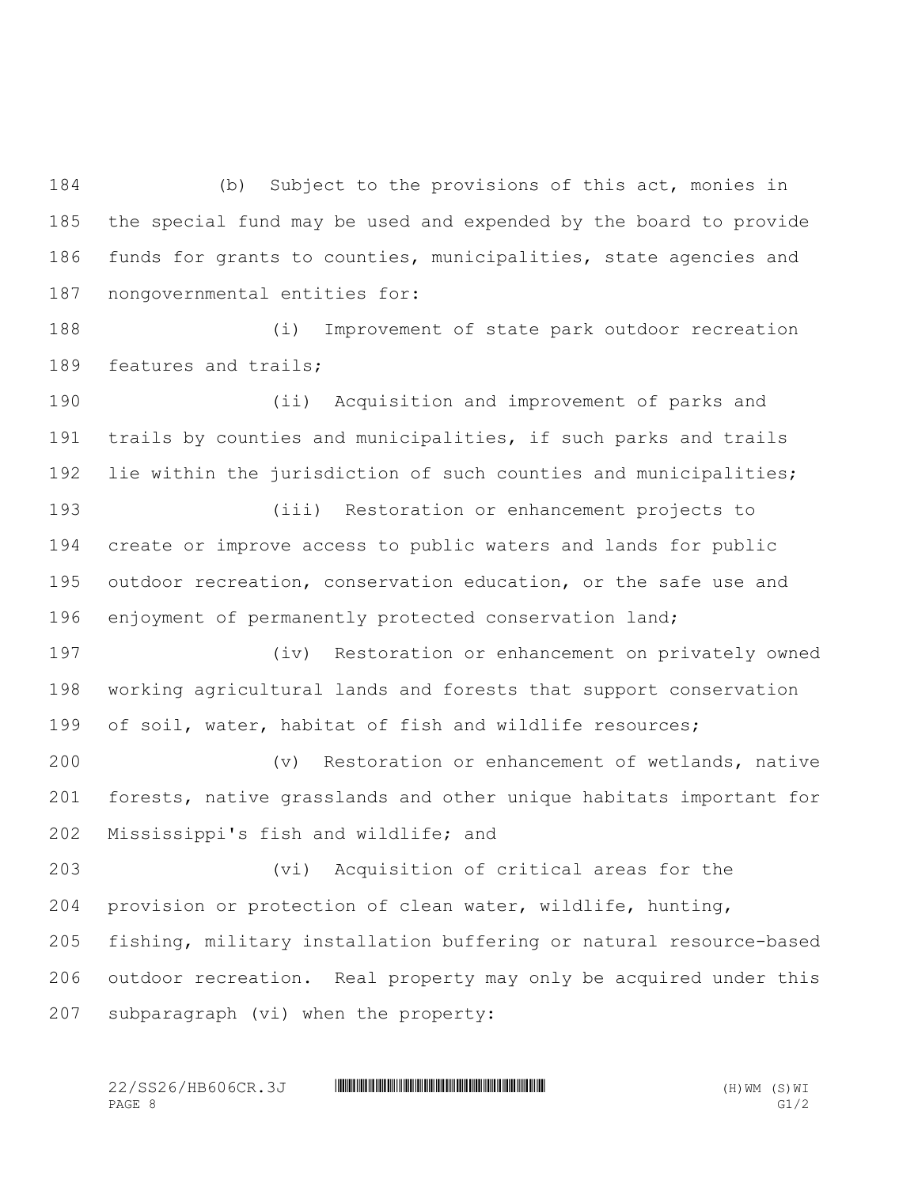(b) Subject to the provisions of this act, monies in the special fund may be used and expended by the board to provide funds for grants to counties, municipalities, state agencies and nongovernmental entities for:

(i) Improvement of state park outdoor recreation features and trails;

(ii) Acquisition and improvement of parks and trails by counties and municipalities, if such parks and trails lie within the jurisdiction of such counties and municipalities;

(iii) Restoration or enhancement projects to create or improve access to public waters and lands for public outdoor recreation, conservation education, or the safe use and enjoyment of permanently protected conservation land;

(iv) Restoration or enhancement on privately owned working agricultural lands and forests that support conservation of soil, water, habitat of fish and wildlife resources;

(v) Restoration or enhancement of wetlands, native forests, native grasslands and other unique habitats important for Mississippi's fish and wildlife; and

(vi) Acquisition of critical areas for the provision or protection of clean water, wildlife, hunting, fishing, military installation buffering or natural resource-based outdoor recreation. Real property may only be acquired under this subparagraph (vi) when the property: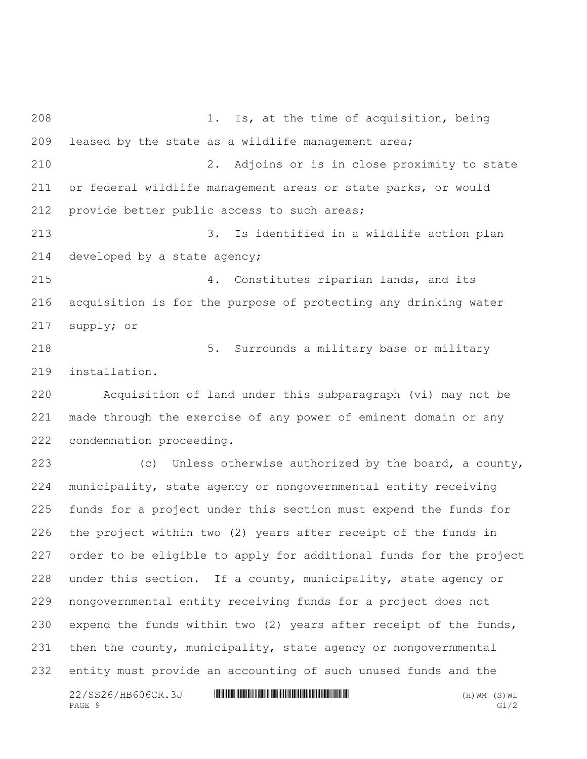1. Is, at the time of acquisition, being leased by the state as a wildlife management area;

2. Adjoins or is in close proximity to state or federal wildlife management areas or state parks, or would provide better public access to such areas;

3. Is identified in a wildlife action plan developed by a state agency;

4. Constitutes riparian lands, and its acquisition is for the purpose of protecting any drinking water supply; or

5. Surrounds a military base or military installation.

Acquisition of land under this subparagraph (vi) may not be made through the exercise of any power of eminent domain or any condemnation proceeding.

(c) Unless otherwise authorized by the board, a county, municipality, state agency or nongovernmental entity receiving funds for a project under this section must expend the funds for the project within two (2) years after receipt of the funds in order to be eligible to apply for additional funds for the project under this section. If a county, municipality, state agency or nongovernmental entity receiving funds for a project does not expend the funds within two (2) years after receipt of the funds, then the county, municipality, state agency or nongovernmental entity must provide an accounting of such unused funds and the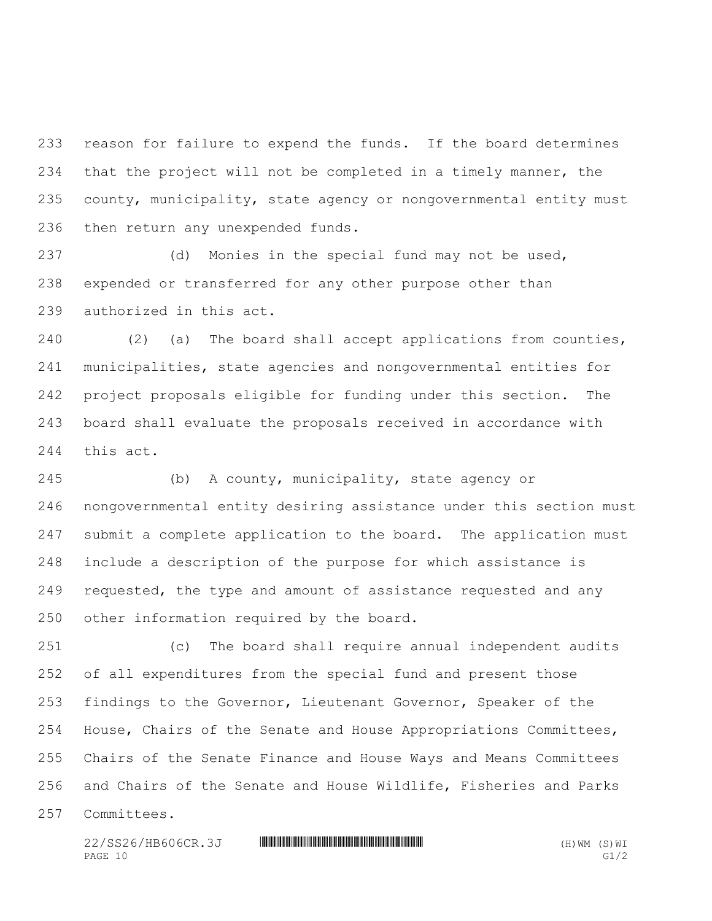reason for failure to expend the funds. If the board determines that the project will not be completed in a timely manner, the county, municipality, state agency or nongovernmental entity must then return any unexpended funds.

(d) Monies in the special fund may not be used, expended or transferred for any other purpose other than authorized in this act.

(2) (a) The board shall accept applications from counties, municipalities, state agencies and nongovernmental entities for project proposals eligible for funding under this section. The board shall evaluate the proposals received in accordance with this act.

(b) A county, municipality, state agency or nongovernmental entity desiring assistance under this section must submit a complete application to the board. The application must include a description of the purpose for which assistance is requested, the type and amount of assistance requested and any other information required by the board.

(c) The board shall require annual independent audits of all expenditures from the special fund and present those findings to the Governor, Lieutenant Governor, Speaker of the House, Chairs of the Senate and House Appropriations Committees, Chairs of the Senate Finance and House Ways and Means Committees and Chairs of the Senate and House Wildlife, Fisheries and Parks Committees.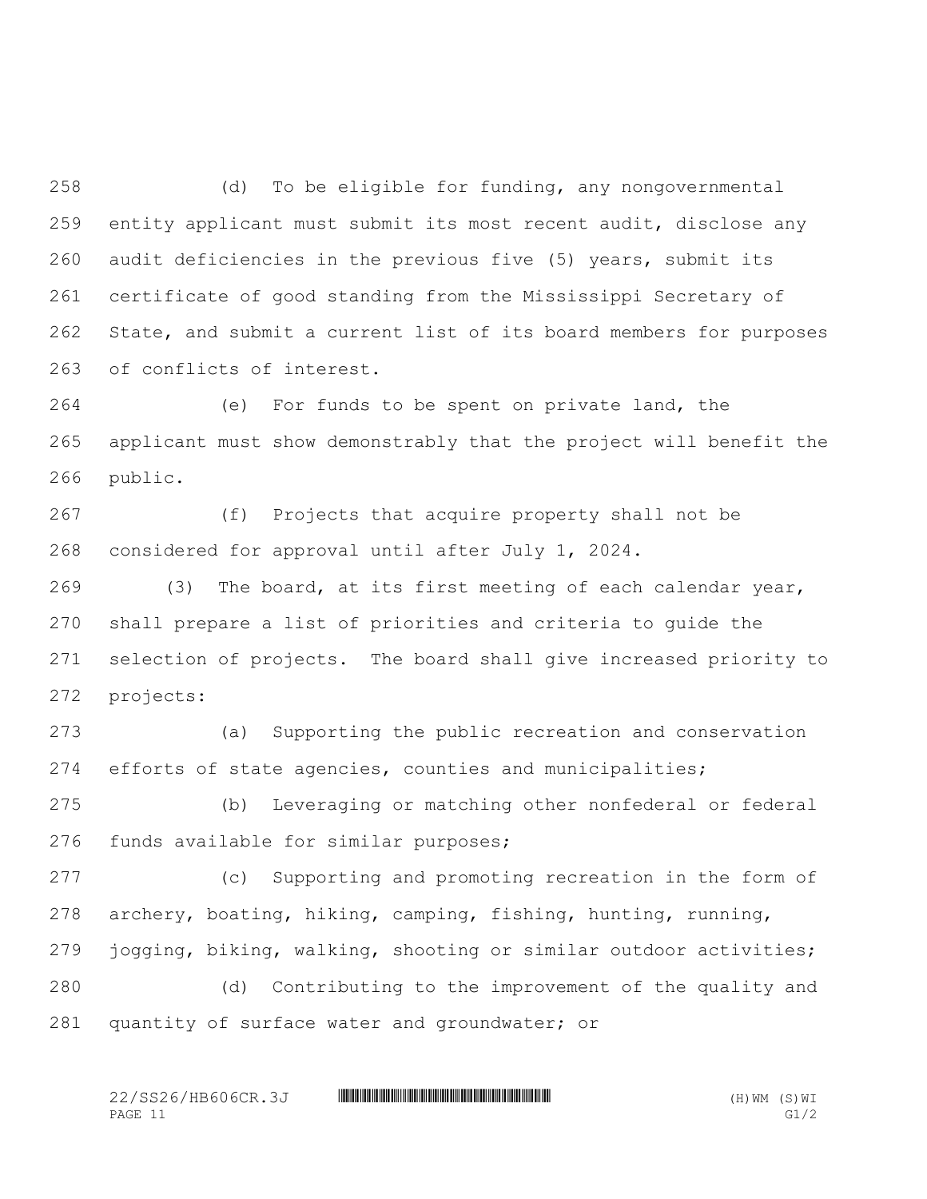(d) To be eligible for funding, any nongovernmental entity applicant must submit its most recent audit, disclose any audit deficiencies in the previous five (5) years, submit its certificate of good standing from the Mississippi Secretary of State, and submit a current list of its board members for purposes of conflicts of interest.

(e) For funds to be spent on private land, the applicant must show demonstrably that the project will benefit the public.

(f) Projects that acquire property shall not be considered for approval until after July 1, 2024.

(3) The board, at its first meeting of each calendar year, shall prepare a list of priorities and criteria to guide the selection of projects. The board shall give increased priority to projects:

(a) Supporting the public recreation and conservation efforts of state agencies, counties and municipalities;

(b) Leveraging or matching other nonfederal or federal funds available for similar purposes;

(c) Supporting and promoting recreation in the form of archery, boating, hiking, camping, fishing, hunting, running, jogging, biking, walking, shooting or similar outdoor activities;

(d) Contributing to the improvement of the quality and quantity of surface water and groundwater; or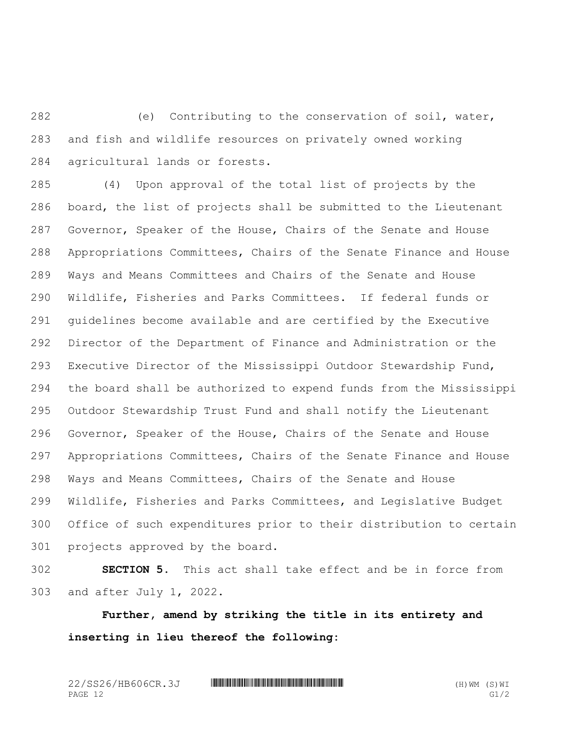(e) Contributing to the conservation of soil, water, and fish and wildlife resources on privately owned working agricultural lands or forests.

(4) Upon approval of the total list of projects by the board, the list of projects shall be submitted to the Lieutenant Governor, Speaker of the House, Chairs of the Senate and House Appropriations Committees, Chairs of the Senate Finance and House Ways and Means Committees and Chairs of the Senate and House Wildlife, Fisheries and Parks Committees. If federal funds or guidelines become available and are certified by the Executive Director of the Department of Finance and Administration or the Executive Director of the Mississippi Outdoor Stewardship Fund, the board shall be authorized to expend funds from the Mississippi Outdoor Stewardship Trust Fund and shall notify the Lieutenant Governor, Speaker of the House, Chairs of the Senate and House Appropriations Committees, Chairs of the Senate Finance and House Ways and Means Committees, Chairs of the Senate and House Wildlife, Fisheries and Parks Committees, and Legislative Budget Office of such expenditures prior to their distribution to certain projects approved by the board.

**SECTION 5.** This act shall take effect and be in force from and after July 1, 2022.

**Further, amend by striking the title in its entirety and inserting in lieu thereof the following:**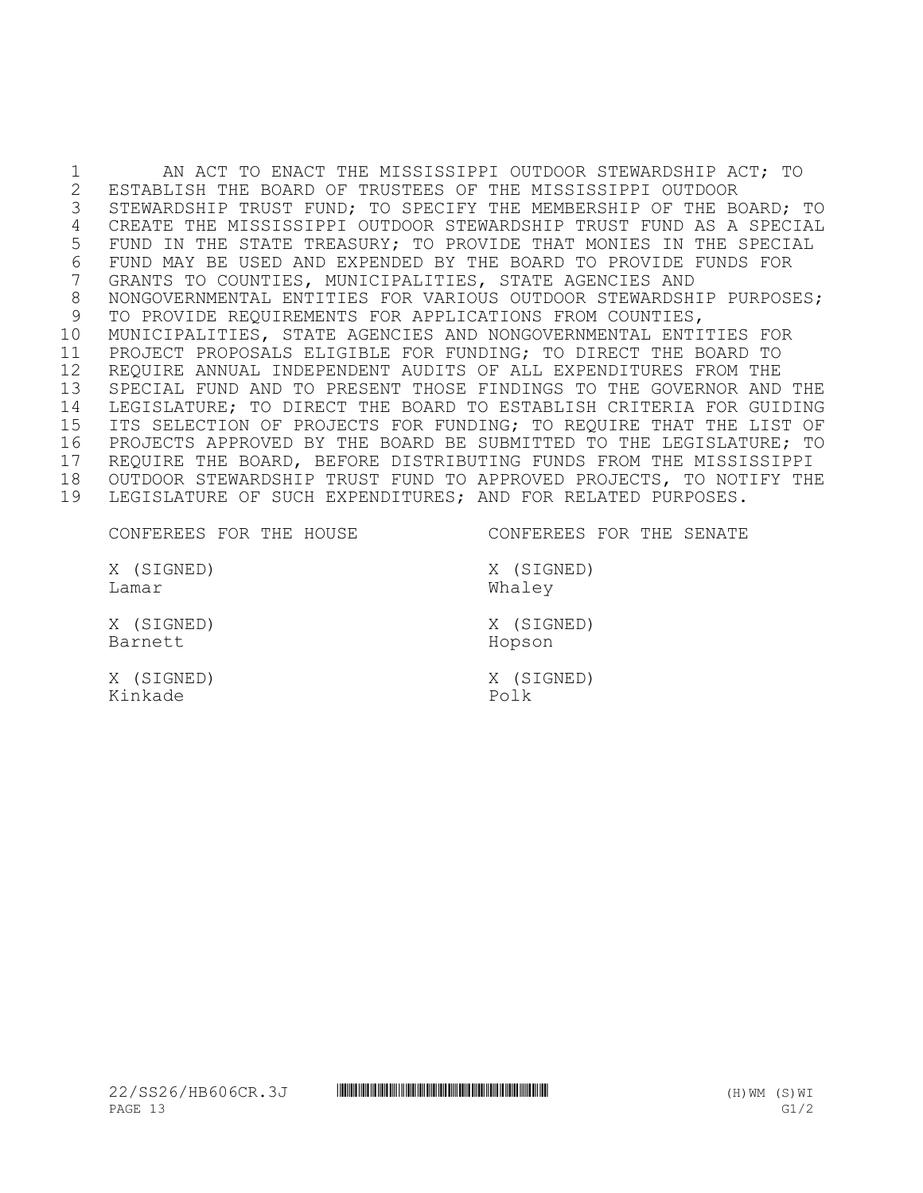AN ACT TO ENACT THE MISSISSIPPI OUTDOOR STEWARDSHIP ACT; TO ESTABLISH THE BOARD OF TRUSTEES OF THE MISSISSIPPI OUTDOOR STEWARDSHIP TRUST FUND; TO SPECIFY THE MEMBERSHIP OF THE BOARD; TO CREATE THE MISSISSIPPI OUTDOOR STEWARDSHIP TRUST FUND AS A SPECIAL FUND IN THE STATE TREASURY; TO PROVIDE THAT MONIES IN THE SPECIAL FUND MAY BE USED AND EXPENDED BY THE BOARD TO PROVIDE FUNDS FOR GRANTS TO COUNTIES, MUNICIPALITIES, STATE AGENCIES AND NONGOVERNMENTAL ENTITIES FOR VARIOUS OUTDOOR STEWARDSHIP PURPOSES; TO PROVIDE REQUIREMENTS FOR APPLICATIONS FROM COUNTIES, MUNICIPALITIES, STATE AGENCIES AND NONGOVERNMENTAL ENTITIES FOR PROJECT PROPOSALS ELIGIBLE FOR FUNDING; TO DIRECT THE BOARD TO REQUIRE ANNUAL INDEPENDENT AUDITS OF ALL EXPENDITURES FROM THE SPECIAL FUND AND TO PRESENT THOSE FINDINGS TO THE GOVERNOR AND THE LEGISLATURE; TO DIRECT THE BOARD TO ESTABLISH CRITERIA FOR GUIDING ITS SELECTION OF PROJECTS FOR FUNDING; TO REQUIRE THAT THE LIST OF PROJECTS APPROVED BY THE BOARD BE SUBMITTED TO THE LEGISLATURE; TO REQUIRE THE BOARD, BEFORE DISTRIBUTING FUNDS FROM THE MISSISSIPPI OUTDOOR STEWARDSHIP TRUST FUND TO APPROVED PROJECTS, TO NOTIFY THE LEGISLATURE OF SUCH EXPENDITURES; AND FOR RELATED PURPOSES.

| CONFEREES FOR THE HOUSE | CONFEREES FOR THE SENATE |
| --- | --- |
| X (SIGNED) Lamar | X (SIGNED) Whaley |
| X (SIGNED) Barnett | X (SIGNED) Hopson |
| X (SIGNED) Kinkade | X (SIGNED) Polk |